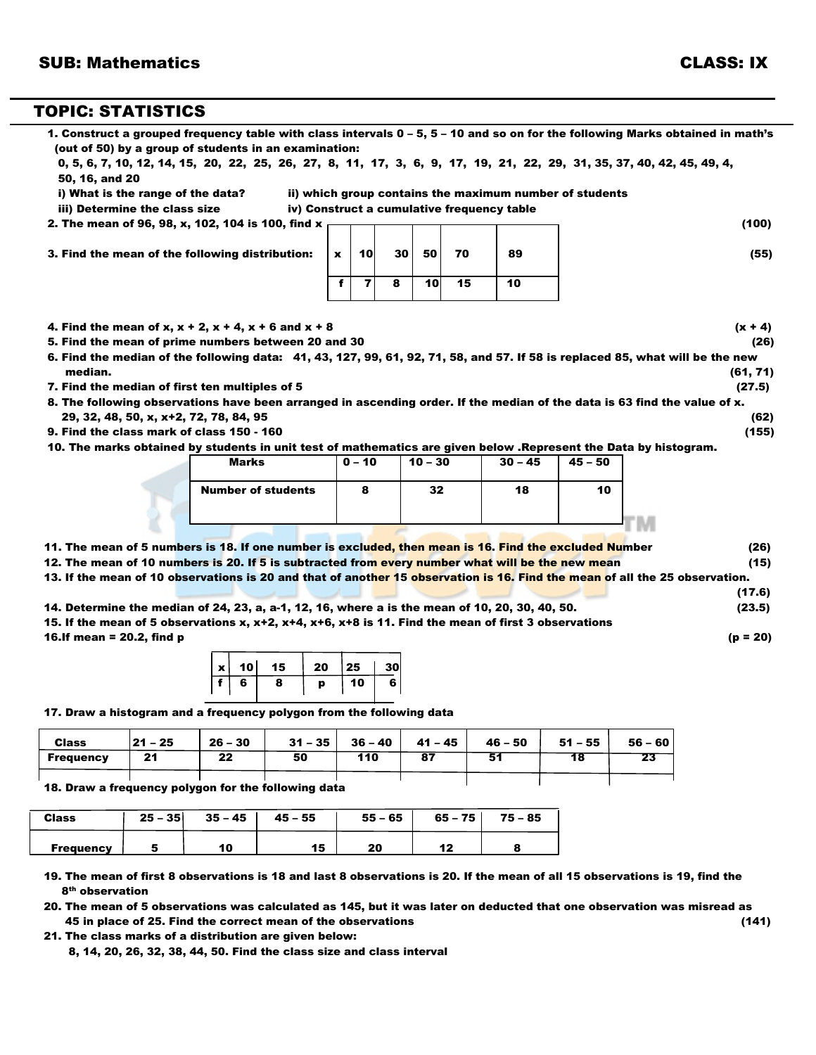**SUB: Mathematics** **CLASS: IX**

## TOPIC: STATISTICS

1. Construct a grouped frequency table with class intervals 0 – 5, 5 – 10 and so on for the following Marks obtained in math's (out of 50) by a group of students in an examination:
   0, 5, 6, 7, 10, 12, 14, 15, 20, 22, 25, 26, 27, 8, 11, 17, 3, 6, 9, 17, 19, 21, 22, 29, 31, 35, 37, 40, 42, 45, 49, 4, 50, 16, and 20
   i) What is the range of the data? ii) which group contains the maximum number of students
   iii) Determine the class size iv) Construct a cumulative frequency table

2. The mean of 96, 98, x, 102, 104 is 100, find x (100)

3. Find the mean of the following distribution: (55)

| x | 10 | 30 | 50 | 70 | 89 |
|---|---|---|---|---|---|
| f | 7 | 8 | 10 | 15 | 10 |

4. Find the mean of x, x + 2, x + 4, x + 6 and x + 8 (x + 4)
5. Find the mean of prime numbers between 20 and 30 (26)
6. Find the median of the following data: 41, 43, 127, 99, 61, 92, 71, 58, and 57. If 58 is replaced 85, what will be the new median. (61, 71)
7. Find the median of first ten multiples of 5 (27.5)
8. The following observations have been arranged in ascending order. If the median of the data is 63 find the value of x.
   29, 32, 48, 50, x, x+2, 72, 78, 84, 95 (62)
9. Find the class mark of class 150 - 160 (155)
10. The marks obtained by students in unit test of mathematics are given below .Represent the Data by histogram.

| Marks | 0 – 10 | 10 – 30 | 30 – 45 | 45 – 50 |
|---|---|---|---|---|
| Number of students | 8 | 32 | 18 | 10 |

11. The mean of 5 numbers is 18. If one number is excluded, then mean is 16. Find the excluded Number (26)
12. The mean of 10 numbers is 20. If 5 is subtracted from every number what will be the new mean (15)
13. If the mean of 10 observations is 20 and that of another 15 observation is 16. Find the mean of all the 25 observation. (17.6)
14. Determine the median of 24, 23, a, a-1, 12, 16, where a is the mean of 10, 20, 30, 40, 50. (23.5)
15. If the mean of 5 observations x, x+2, x+4, x+6, x+8 is 11. Find the mean of first 3 observations
16. If mean = 20.2, find p (p = 20)

| x | 10 | 15 | 20 | 25 | 30 |
|---|---|---|---|---|---|
| f | 6 | 8 | p | 10 | 6 |

17. Draw a histogram and a frequency polygon from the following data

| Class | 21 – 25 | 26 – 30 | 31 – 35 | 36 – 40 | 41 – 45 | 46 – 50 | 51 – 55 | 56 – 60 |
|---|---|---|---|---|---|---|---|---|
| Frequency | 21 | 22 | 50 | 110 | 87 | 51 | 18 | 23 |

18. Draw a frequency polygon for the following data

| Class | 25 – 35 | 35 – 45 | 45 – 55 | 55 – 65 | 65 – 75 | 75 – 85 |
|---|---|---|---|---|---|---|
| Frequency | 5 | 10 | 15 | 20 | 12 | 8 |

19. The mean of first 8 observations is 18 and last 8 observations is 20. If the mean of all 15 observations is 19, find the 8th observation
20. The mean of 5 observations was calculated as 145, but it was later on deducted that one observation was misread as 45 in place of 25. Find the correct mean of the observations (141)
21. The class marks of a distribution are given below:
    8, 14, 20, 26, 32, 38, 44, 50. Find the class size and class interval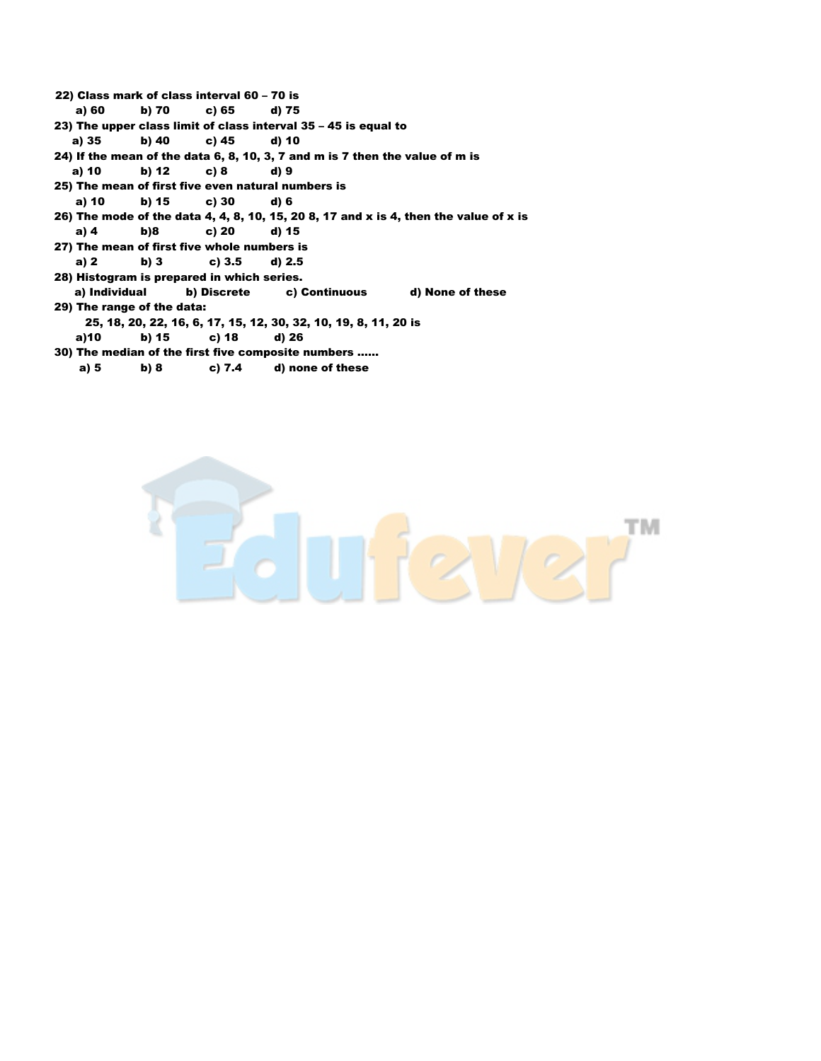**22) Class mark of class interval 60 – 70 is**

**a) 60 b) 70 c) 65 d) 75**

**23) The upper class limit of class interval 35 – 45 is equal to**

**a) 35 b) 40 c) 45 d) 10**

**24) If the mean of the data 6, 8, 10, 3, 7 and m is 7 then the value of m is**

**a) 10 b) 12 c) 8 d) 9**

**25) The mean of first five even natural numbers is**

**a) 10 b) 15 c) 30 d) 6**

**26) The mode of the data 4, 4, 8, 10, 15, 20 8, 17 and x is 4, then the value of x is**

**a) 4 b)8 c) 20 d) 15**

**27) The mean of first five whole numbers is**

**a) 2 b) 3 c) 3.5 d) 2.5**

**28) Histogram is prepared in which series.**

**a) Individual b) Discrete c) Continuous d) None of these**

**29) The range of the data:**

**25, 18, 20, 22, 16, 6, 17, 15, 12, 30, 32, 10, 19, 8, 11, 20 is**

**a)10 b) 15 c) 18 d) 26**

**30) The median of the first five composite numbers ......**

**a) 5 b) 8 c) 7.4 d) none of these**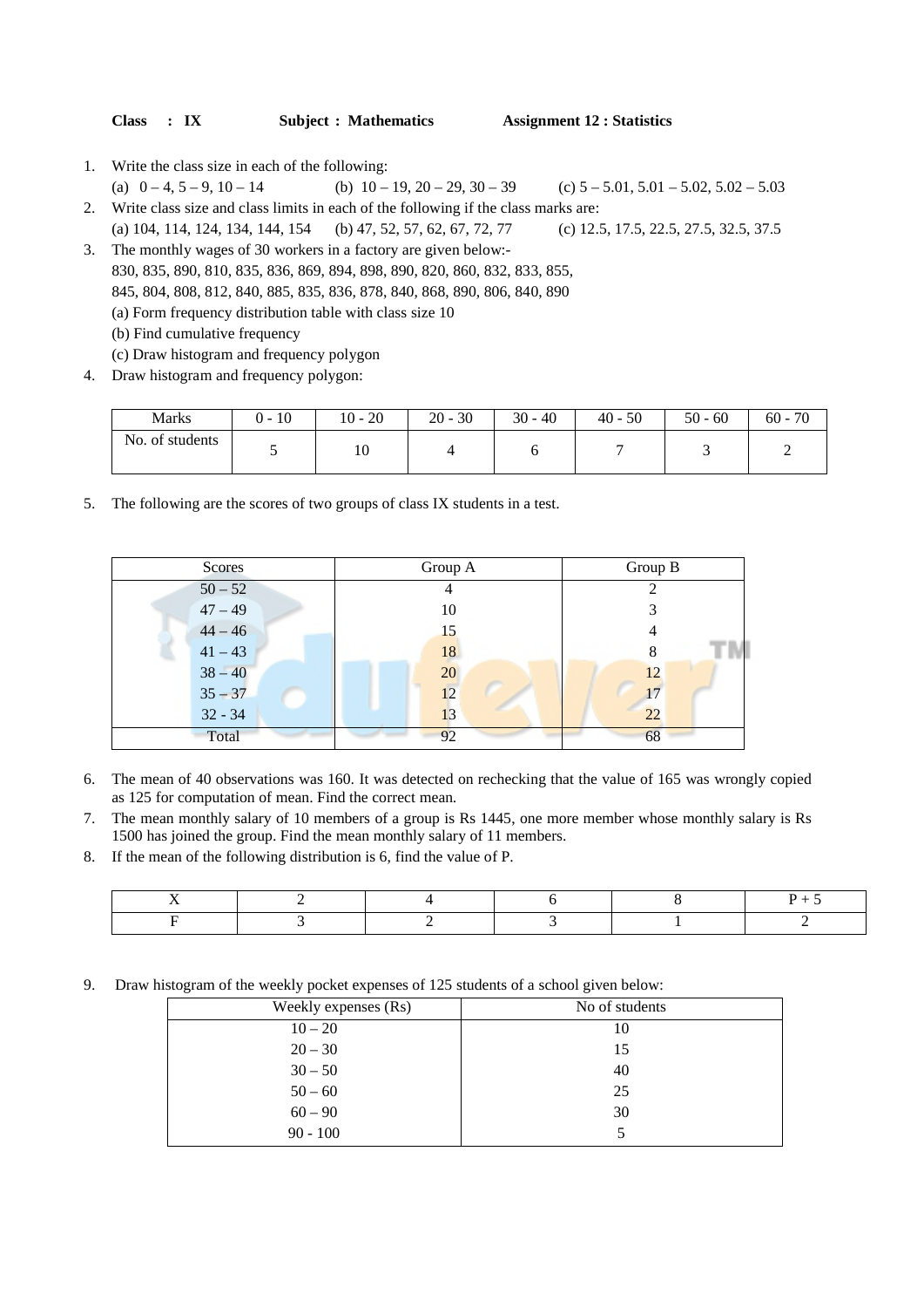**Class : IX** **Subject : Mathematics** **Assignment 12 : Statistics**

1. Write the class size in each of the following:
   (a) 0 – 4, 5 – 9, 10 – 14 (b) 10 – 19, 20 – 29, 30 – 39 (c) 5 – 5.01, 5.01 – 5.02, 5.02 – 5.03
2. Write class size and class limits in each of the following if the class marks are:
   (a) 104, 114, 124, 134, 144, 154 (b) 47, 52, 57, 62, 67, 72, 77 (c) 12.5, 17.5, 22.5, 27.5, 32.5, 37.5
3. The monthly wages of 30 workers in a factory are given below:-
   830, 835, 890, 810, 835, 836, 869, 894, 898, 890, 820, 860, 832, 833, 855,
   845, 804, 808, 812, 840, 885, 835, 836, 878, 840, 868, 890, 806, 840, 890
   (a) Form frequency distribution table with class size 10
   (b) Find cumulative frequency
   (c) Draw histogram and frequency polygon
4. Draw histogram and frequency polygon:

| Marks | 0 - 10 | 10 - 20 | 20 - 30 | 30 - 40 | 40 - 50 | 50 - 60 | 60 - 70 |
|---|---|---|---|---|---|---|---|
| No. of students | 5 | 10 | 4 | 6 | 7 | 3 | 2 |

5. The following are the scores of two groups of class IX students in a test.

| Scores | Group A | Group B |
|---|---|---|
| 50 – 52 | 4 | 2 |
| 47 – 49 | 10 | 3 |
| 44 – 46 | 15 | 4 |
| 41 – 43 | 18 | 8 |
| 38 – 40 | 20 | 12 |
| 35 – 37 | 12 | 17 |
| 32 - 34 | 13 | 22 |
| Total | 92 | 68 |

6. The mean of 40 observations was 160. It was detected on rechecking that the value of 165 was wrongly copied as 125 for computation of mean. Find the correct mean.
7. The mean monthly salary of 10 members of a group is Rs 1445, one more member whose monthly salary is Rs 1500 has joined the group. Find the mean monthly salary of 11 members.
8. If the mean of the following distribution is 6, find the value of P.

| X | 2 | 4 | 6 | 8 | P + 5 |
|---|---|---|---|---|---|
| F | 3 | 2 | 3 | 1 | 2 |

9. Draw histogram of the weekly pocket expenses of 125 students of a school given below:

| Weekly expenses (Rs) | No of students |
|---|---|
| 10 – 20 | 10 |
| 20 – 30 | 15 |
| 30 – 50 | 40 |
| 50 – 60 | 25 |
| 60 – 90 | 30 |
| 90 - 100 | 5 |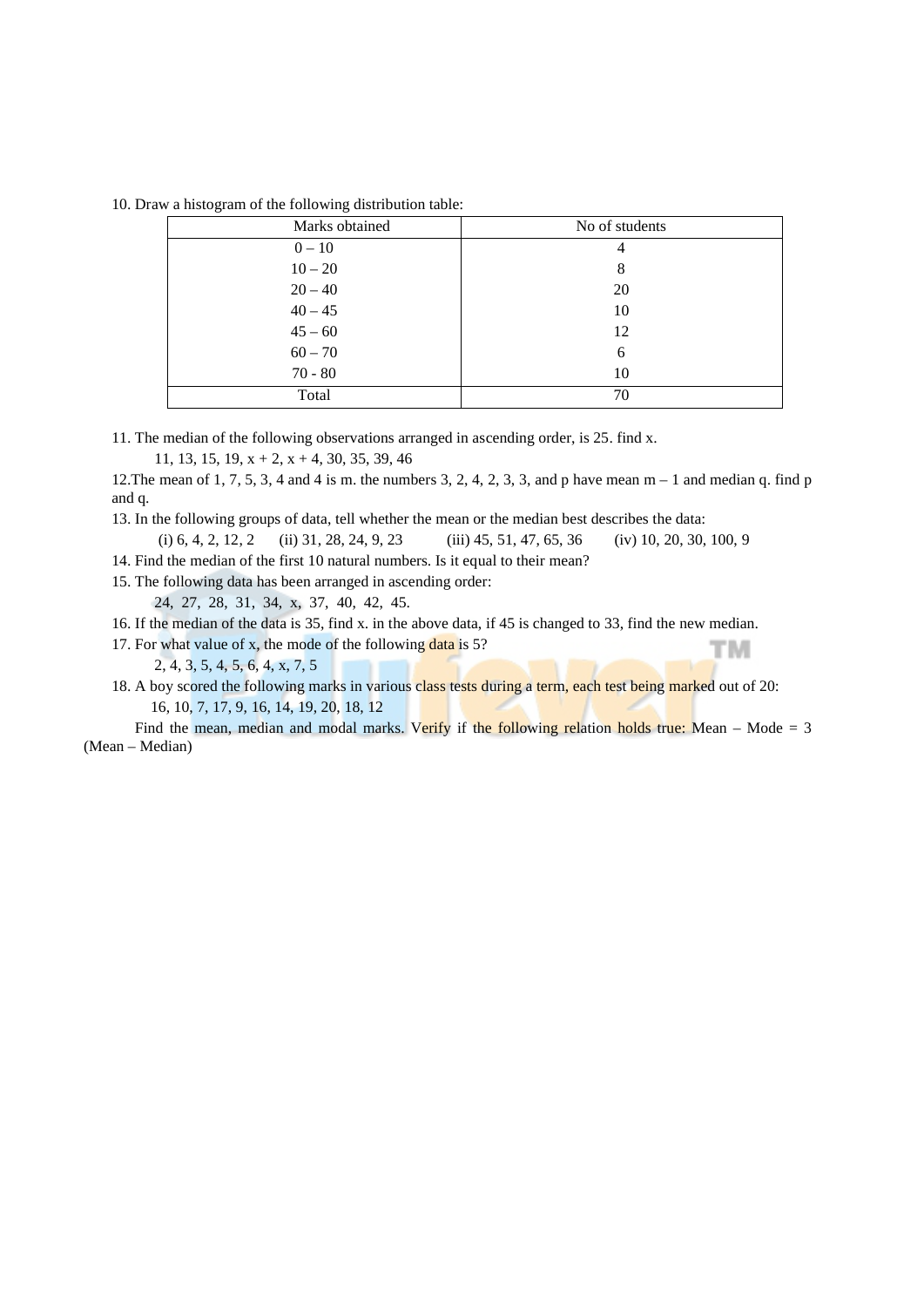10. Draw a histogram of the following distribution table:

| Marks obtained | No of students |
|---|---|
| 0 – 10 | 4 |
| 10 – 20 | 8 |
| 20 – 40 | 20 |
| 40 – 45 | 10 |
| 45 – 60 | 12 |
| 60 – 70 | 6 |
| 70 - 80 | 10 |
| Total | 70 |

11. The median of the following observations arranged in ascending order, is 25. find x.

    11, 13, 15, 19, $x + 2$, $x + 4$, 30, 35, 39, 46

12. The mean of 1, 7, 5, 3, 4 and 4 is m. the numbers 3, 2, 4, 2, 3, 3, and p have mean $m – 1$ and median q. find p and q.

13. In the following groups of data, tell whether the mean or the median best describes the data:

    (i) 6, 4, 2, 12, 2 (ii) 31, 28, 24, 9, 23 (iii) 45, 51, 47, 65, 36 (iv) 10, 20, 30, 100, 9

14. Find the median of the first 10 natural numbers. Is it equal to their mean?

15. The following data has been arranged in ascending order:

    24, 27, 28, 31, 34, x, 37, 40, 42, 45.

16. If the median of the data is 35, find x. in the above data, if 45 is changed to 33, find the new median.

17. For what value of x, the mode of the following data is 5?

    2, 4, 3, 5, 4, 5, 6, 4, x, 7, 5

18. A boy scored the following marks in various class tests during a term, each test being marked out of 20:

    16, 10, 7, 17, 9, 16, 14, 19, 20, 18, 12

    Find the mean, median and modal marks. Verify if the following relation holds true: Mean – Mode = 3 (Mean – Median)